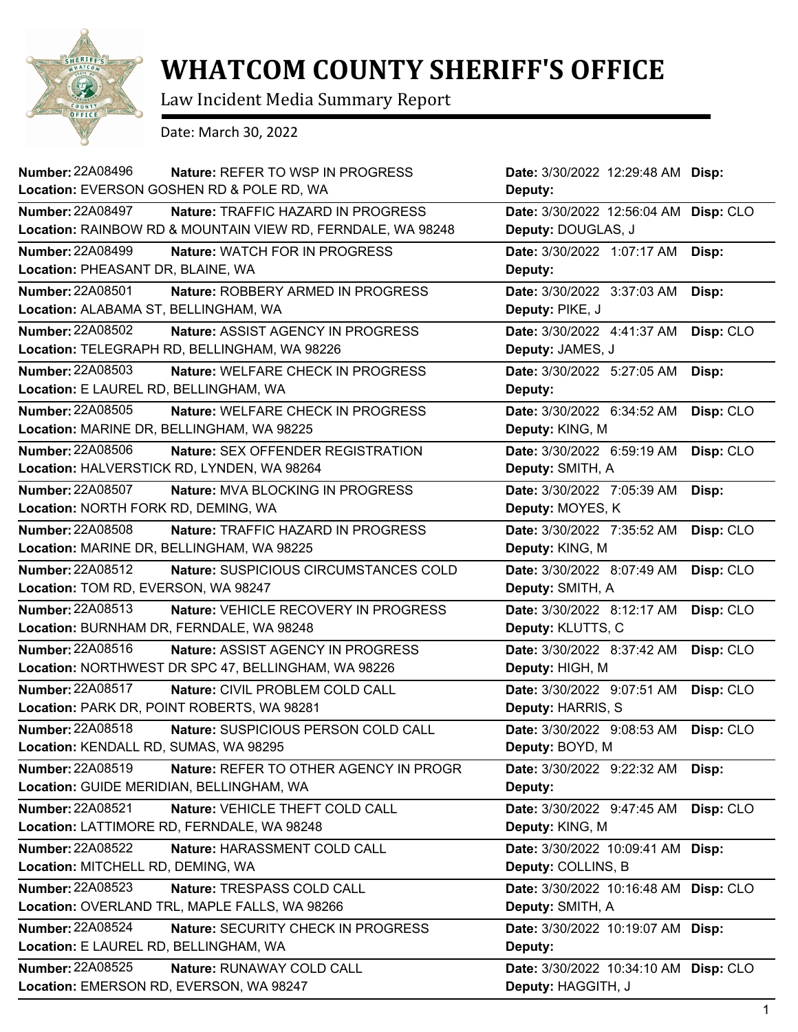# WHATCOM COUNTY SHERIFF'S OFFICE

Law Incident Media Summary Report

Date: March 30, 2022

| Number | Nature | Location | Date | Deputy | Disp |
|---|---|---|---|---|---|
| 22A08496 | REFER TO WSP IN PROGRESS | EVERSON GOSHEN RD & POLE RD, WA | 3/30/2022 12:29:48 AM | | |
| 22A08497 | TRAFFIC HAZARD IN PROGRESS | RAINBOW RD & MOUNTAIN VIEW RD, FERNDALE, WA 98248 | 3/30/2022 12:56:04 AM | DOUGLAS, J | CLO |
| 22A08499 | WATCH FOR IN PROGRESS | PHEASANT DR, BLAINE, WA | 3/30/2022 1:07:17 AM | | |
| 22A08501 | ROBBERY ARMED IN PROGRESS | ALABAMA ST, BELLINGHAM, WA | 3/30/2022 3:37:03 AM | PIKE, J | |
| 22A08502 | ASSIST AGENCY IN PROGRESS | TELEGRAPH RD, BELLINGHAM, WA 98226 | 3/30/2022 4:41:37 AM | JAMES, J | CLO |
| 22A08503 | WELFARE CHECK IN PROGRESS | E LAUREL RD, BELLINGHAM, WA | 3/30/2022 5:27:05 AM | | |
| 22A08505 | WELFARE CHECK IN PROGRESS | MARINE DR, BELLINGHAM, WA 98225 | 3/30/2022 6:34:52 AM | KING, M | CLO |
| 22A08506 | SEX OFFENDER REGISTRATION | HALVERSTICK RD, LYNDEN, WA 98264 | 3/30/2022 6:59:19 AM | SMITH, A | CLO |
| 22A08507 | MVA BLOCKING IN PROGRESS | NORTH FORK RD, DEMING, WA | 3/30/2022 7:05:39 AM | MOYES, K | |
| 22A08508 | TRAFFIC HAZARD IN PROGRESS | MARINE DR, BELLINGHAM, WA 98225 | 3/30/2022 7:35:52 AM | KING, M | CLO |
| 22A08512 | SUSPICIOUS CIRCUMSTANCES COLD | TOM RD, EVERSON, WA 98247 | 3/30/2022 8:07:49 AM | SMITH, A | CLO |
| 22A08513 | VEHICLE RECOVERY IN PROGRESS | BURNHAM DR, FERNDALE, WA 98248 | 3/30/2022 8:12:17 AM | KLUTTS, C | CLO |
| 22A08516 | ASSIST AGENCY IN PROGRESS | NORTHWEST DR SPC 47, BELLINGHAM, WA 98226 | 3/30/2022 8:37:42 AM | HIGH, M | CLO |
| 22A08517 | CIVIL PROBLEM COLD CALL | PARK DR, POINT ROBERTS, WA 98281 | 3/30/2022 9:07:51 AM | HARRIS, S | CLO |
| 22A08518 | SUSPICIOUS PERSON COLD CALL | KENDALL RD, SUMAS, WA 98295 | 3/30/2022 9:08:53 AM | BOYD, M | CLO |
| 22A08519 | REFER TO OTHER AGENCY IN PROGR | GUIDE MERIDIAN, BELLINGHAM, WA | 3/30/2022 9:22:32 AM | | |
| 22A08521 | VEHICLE THEFT COLD CALL | LATTIMORE RD, FERNDALE, WA 98248 | 3/30/2022 9:47:45 AM | KING, M | CLO |
| 22A08522 | HARASSMENT COLD CALL | MITCHELL RD, DEMING, WA | 3/30/2022 10:09:41 AM | COLLINS, B | |
| 22A08523 | TRESPASS COLD CALL | OVERLAND TRL, MAPLE FALLS, WA 98266 | 3/30/2022 10:16:48 AM | SMITH, A | CLO |
| 22A08524 | SECURITY CHECK IN PROGRESS | E LAUREL RD, BELLINGHAM, WA | 3/30/2022 10:19:07 AM | | |
| 22A08525 | RUNAWAY COLD CALL | EMERSON RD, EVERSON, WA 98247 | 3/30/2022 10:34:10 AM | HAGGITH, J | CLO |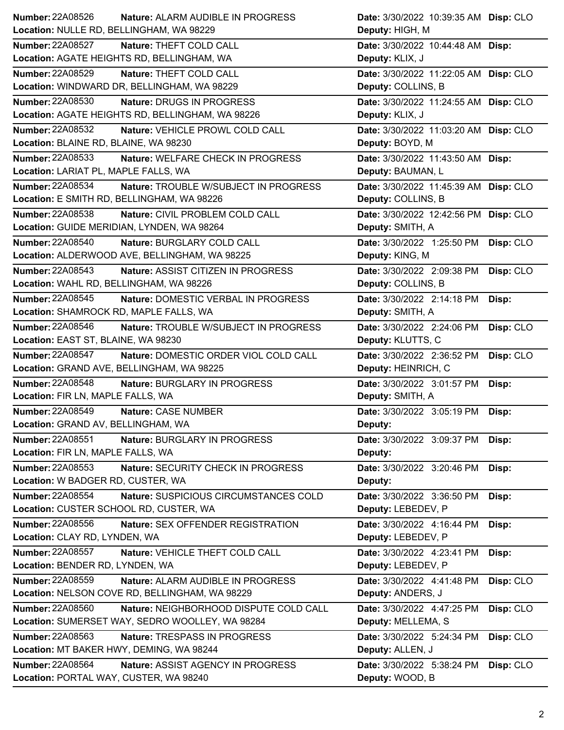| Number | Nature | Date | Disp | Location | Deputy |
|---|---|---|---|---|---|
| 22A08526 | ALARM AUDIBLE IN PROGRESS | 3/30/2022 10:39:35 AM | CLO | NULLE RD, BELLINGHAM, WA 98229 | HIGH, M |
| 22A08527 | THEFT COLD CALL | 3/30/2022 10:44:48 AM | | AGATE HEIGHTS RD, BELLINGHAM, WA | KLIX, J |
| 22A08529 | THEFT COLD CALL | 3/30/2022 11:22:05 AM | CLO | WINDWARD DR, BELLINGHAM, WA 98229 | COLLINS, B |
| 22A08530 | DRUGS IN PROGRESS | 3/30/2022 11:24:55 AM | CLO | AGATE HEIGHTS RD, BELLINGHAM, WA 98226 | KLIX, J |
| 22A08532 | VEHICLE PROWL COLD CALL | 3/30/2022 11:03:20 AM | CLO | BLAINE RD, BLAINE, WA 98230 | BOYD, M |
| 22A08533 | WELFARE CHECK IN PROGRESS | 3/30/2022 11:43:50 AM | | LARIAT PL, MAPLE FALLS, WA | BAUMAN, L |
| 22A08534 | TROUBLE W/SUBJECT IN PROGRESS | 3/30/2022 11:45:39 AM | CLO | E SMITH RD, BELLINGHAM, WA 98226 | COLLINS, B |
| 22A08538 | CIVIL PROBLEM COLD CALL | 3/30/2022 12:42:56 PM | CLO | GUIDE MERIDIAN, LYNDEN, WA 98264 | SMITH, A |
| 22A08540 | BURGLARY COLD CALL | 3/30/2022 1:25:50 PM | CLO | ALDERWOOD AVE, BELLINGHAM, WA 98225 | KING, M |
| 22A08543 | ASSIST CITIZEN IN PROGRESS | 3/30/2022 2:09:38 PM | CLO | WAHL RD, BELLINGHAM, WA 98226 | COLLINS, B |
| 22A08545 | DOMESTIC VERBAL IN PROGRESS | 3/30/2022 2:14:18 PM | | SHAMROCK RD, MAPLE FALLS, WA | SMITH, A |
| 22A08546 | TROUBLE W/SUBJECT IN PROGRESS | 3/30/2022 2:24:06 PM | CLO | EAST ST, BLAINE, WA 98230 | KLUTTS, C |
| 22A08547 | DOMESTIC ORDER VIOL COLD CALL | 3/30/2022 2:36:52 PM | CLO | GRAND AVE, BELLINGHAM, WA 98225 | HEINRICH, C |
| 22A08548 | BURGLARY IN PROGRESS | 3/30/2022 3:01:57 PM | | FIR LN, MAPLE FALLS, WA | SMITH, A |
| 22A08549 | CASE NUMBER | 3/30/2022 3:05:19 PM | | GRAND AV, BELLINGHAM, WA | |
| 22A08551 | BURGLARY IN PROGRESS | 3/30/2022 3:09:37 PM | | FIR LN, MAPLE FALLS, WA | |
| 22A08553 | SECURITY CHECK IN PROGRESS | 3/30/2022 3:20:46 PM | | W BADGER RD, CUSTER, WA | |
| 22A08554 | SUSPICIOUS CIRCUMSTANCES COLD | 3/30/2022 3:36:50 PM | | CUSTER SCHOOL RD, CUSTER, WA | LEBEDEV, P |
| 22A08556 | SEX OFFENDER REGISTRATION | 3/30/2022 4:16:44 PM | | CLAY RD, LYNDEN, WA | LEBEDEV, P |
| 22A08557 | VEHICLE THEFT COLD CALL | 3/30/2022 4:23:41 PM | | BENDER RD, LYNDEN, WA | LEBEDEV, P |
| 22A08559 | ALARM AUDIBLE IN PROGRESS | 3/30/2022 4:41:48 PM | CLO | NELSON COVE RD, BELLINGHAM, WA 98229 | ANDERS, J |
| 22A08560 | NEIGHBORHOOD DISPUTE COLD CALL | 3/30/2022 4:47:25 PM | CLO | SUMERSET WAY, SEDRO WOOLLEY, WA 98284 | MELLEMA, S |
| 22A08563 | TRESPASS IN PROGRESS | 3/30/2022 5:24:34 PM | CLO | MT BAKER HWY, DEMING, WA 98244 | ALLEN, J |
| 22A08564 | ASSIST AGENCY IN PROGRESS | 3/30/2022 5:38:24 PM | CLO | PORTAL WAY, CUSTER, WA 98240 | WOOD, B |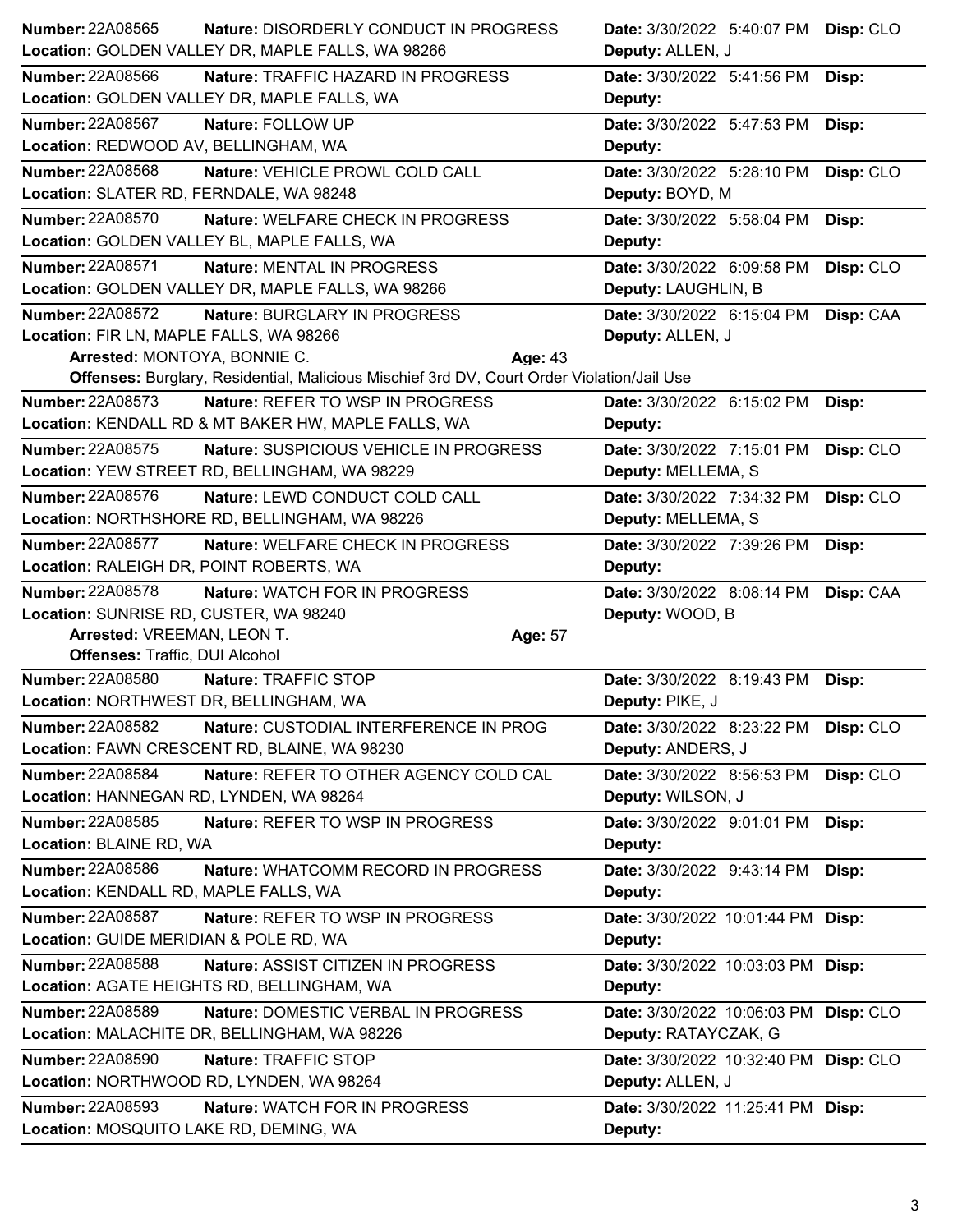**Number:** 22A08565 **Nature:** DISORDERLY CONDUCT IN PROGRESS **Date:** 3/30/2022 5:40:07 PM **Disp:** CLO
**Location:** GOLDEN VALLEY DR, MAPLE FALLS, WA 98266 **Deputy:** ALLEN, J

---

**Number:** 22A08566 **Nature:** TRAFFIC HAZARD IN PROGRESS **Date:** 3/30/2022 5:41:56 PM **Disp:**
**Location:** GOLDEN VALLEY DR, MAPLE FALLS, WA **Deputy:**

---

**Number:** 22A08567 **Nature:** FOLLOW UP **Date:** 3/30/2022 5:47:53 PM **Disp:**
**Location:** REDWOOD AV, BELLINGHAM, WA **Deputy:**

---

**Number:** 22A08568 **Nature:** VEHICLE PROWL COLD CALL **Date:** 3/30/2022 5:28:10 PM **Disp:** CLO
**Location:** SLATER RD, FERNDALE, WA 98248 **Deputy:** BOYD, M

---

**Number:** 22A08570 **Nature:** WELFARE CHECK IN PROGRESS **Date:** 3/30/2022 5:58:04 PM **Disp:**
**Location:** GOLDEN VALLEY BL, MAPLE FALLS, WA **Deputy:**

---

**Number:** 22A08571 **Nature:** MENTAL IN PROGRESS **Date:** 3/30/2022 6:09:58 PM **Disp:** CLO
**Location:** GOLDEN VALLEY DR, MAPLE FALLS, WA 98266 **Deputy:** LAUGHLIN, B

---

**Number:** 22A08572 **Nature:** BURGLARY IN PROGRESS **Date:** 3/30/2022 6:15:04 PM **Disp:** CAA
**Location:** FIR LN, MAPLE FALLS, WA 98266 **Deputy:** ALLEN, J
**Arrested:** MONTOYA, BONNIE C. **Age:** 43
**Offenses:** Burglary, Residential, Malicious Mischief 3rd DV, Court Order Violation/Jail Use

---

**Number:** 22A08573 **Nature:** REFER TO WSP IN PROGRESS **Date:** 3/30/2022 6:15:02 PM **Disp:**
**Location:** KENDALL RD & MT BAKER HW, MAPLE FALLS, WA **Deputy:**

---

**Number:** 22A08575 **Nature:** SUSPICIOUS VEHICLE IN PROGRESS **Date:** 3/30/2022 7:15:01 PM **Disp:** CLO
**Location:** YEW STREET RD, BELLINGHAM, WA 98229 **Deputy:** MELLEMA, S

---

**Number:** 22A08576 **Nature:** LEWD CONDUCT COLD CALL **Date:** 3/30/2022 7:34:32 PM **Disp:** CLO
**Location:** NORTHSHORE RD, BELLINGHAM, WA 98226 **Deputy:** MELLEMA, S

---

**Number:** 22A08577 **Nature:** WELFARE CHECK IN PROGRESS **Date:** 3/30/2022 7:39:26 PM **Disp:**
**Location:** RALEIGH DR, POINT ROBERTS, WA **Deputy:**

---

**Number:** 22A08578 **Nature:** WATCH FOR IN PROGRESS **Date:** 3/30/2022 8:08:14 PM **Disp:** CAA
**Location:** SUNRISE RD, CUSTER, WA 98240 **Deputy:** WOOD, B
**Arrested:** VREEMAN, LEON T. **Age:** 57
**Offenses:** Traffic, DUI Alcohol

---

**Number:** 22A08580 **Nature:** TRAFFIC STOP **Date:** 3/30/2022 8:19:43 PM **Disp:**
**Location:** NORTHWEST DR, BELLINGHAM, WA **Deputy:** PIKE, J

---

**Number:** 22A08582 **Nature:** CUSTODIAL INTERFERENCE IN PROG **Date:** 3/30/2022 8:23:22 PM **Disp:** CLO
**Location:** FAWN CRESCENT RD, BLAINE, WA 98230 **Deputy:** ANDERS, J

---

**Number:** 22A08584 **Nature:** REFER TO OTHER AGENCY COLD CAL **Date:** 3/30/2022 8:56:53 PM **Disp:** CLO
**Location:** HANNEGAN RD, LYNDEN, WA 98264 **Deputy:** WILSON, J

---

**Number:** 22A08585 **Nature:** REFER TO WSP IN PROGRESS **Date:** 3/30/2022 9:01:01 PM **Disp:**
**Location:** BLAINE RD, WA **Deputy:**

---

**Number:** 22A08586 **Nature:** WHATCOMM RECORD IN PROGRESS **Date:** 3/30/2022 9:43:14 PM **Disp:**
**Location:** KENDALL RD, MAPLE FALLS, WA **Deputy:**

---

**Number:** 22A08587 **Nature:** REFER TO WSP IN PROGRESS **Date:** 3/30/2022 10:01:44 PM **Disp:**
**Location:** GUIDE MERIDIAN & POLE RD, WA **Deputy:**

---

**Number:** 22A08588 **Nature:** ASSIST CITIZEN IN PROGRESS **Date:** 3/30/2022 10:03:03 PM **Disp:**
**Location:** AGATE HEIGHTS RD, BELLINGHAM, WA **Deputy:**

---

**Number:** 22A08589 **Nature:** DOMESTIC VERBAL IN PROGRESS **Date:** 3/30/2022 10:06:03 PM **Disp:** CLO
**Location:** MALACHITE DR, BELLINGHAM, WA 98226 **Deputy:** RATAYCZAK, G

---

**Number:** 22A08590 **Nature:** TRAFFIC STOP **Date:** 3/30/2022 10:32:40 PM **Disp:** CLO
**Location:** NORTHWOOD RD, LYNDEN, WA 98264 **Deputy:** ALLEN, J

---

**Number:** 22A08593 **Nature:** WATCH FOR IN PROGRESS **Date:** 3/30/2022 11:25:41 PM **Disp:**
**Location:** MOSQUITO LAKE RD, DEMING, WA **Deputy:**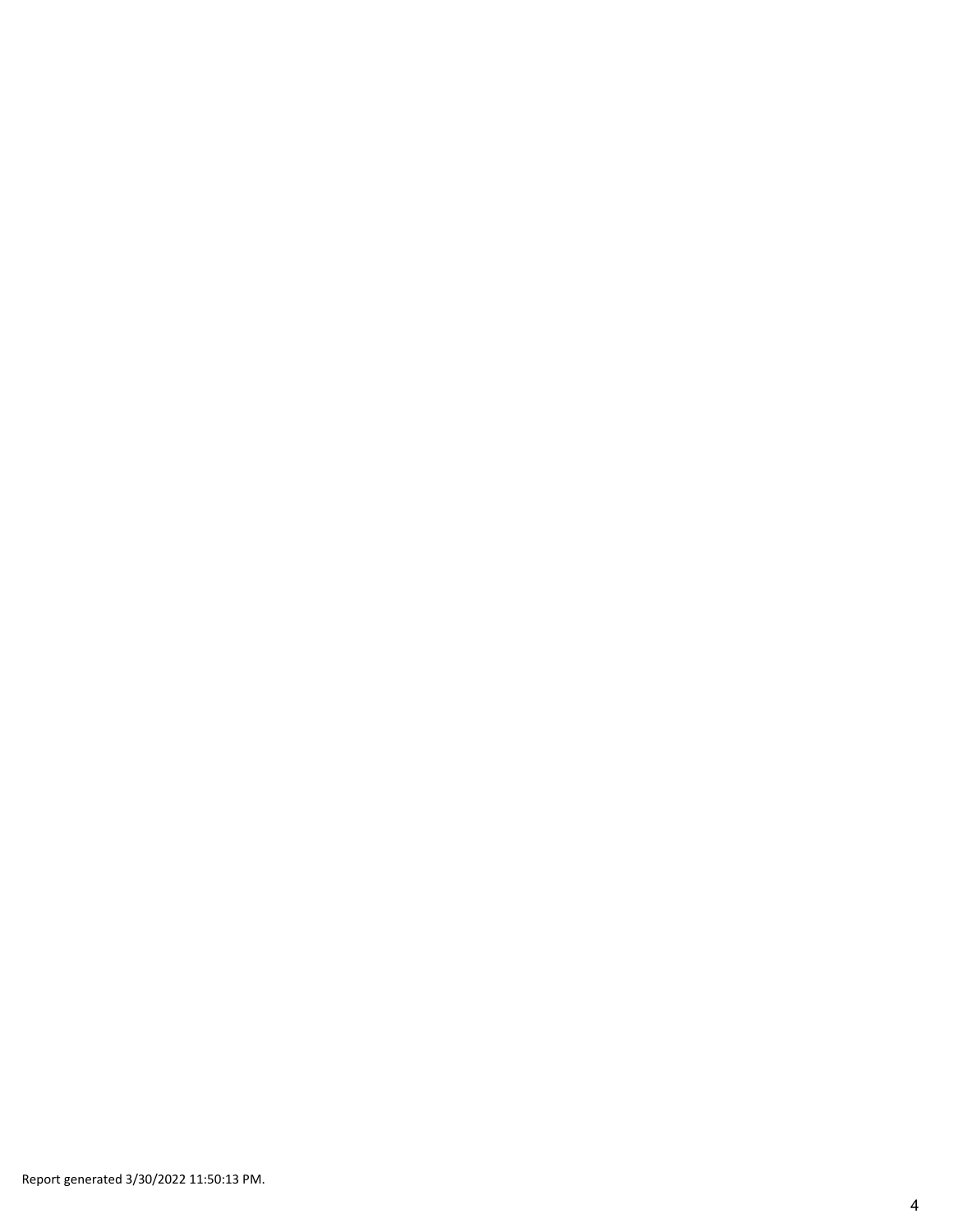Report generated 3/30/2022 11:50:13 PM.